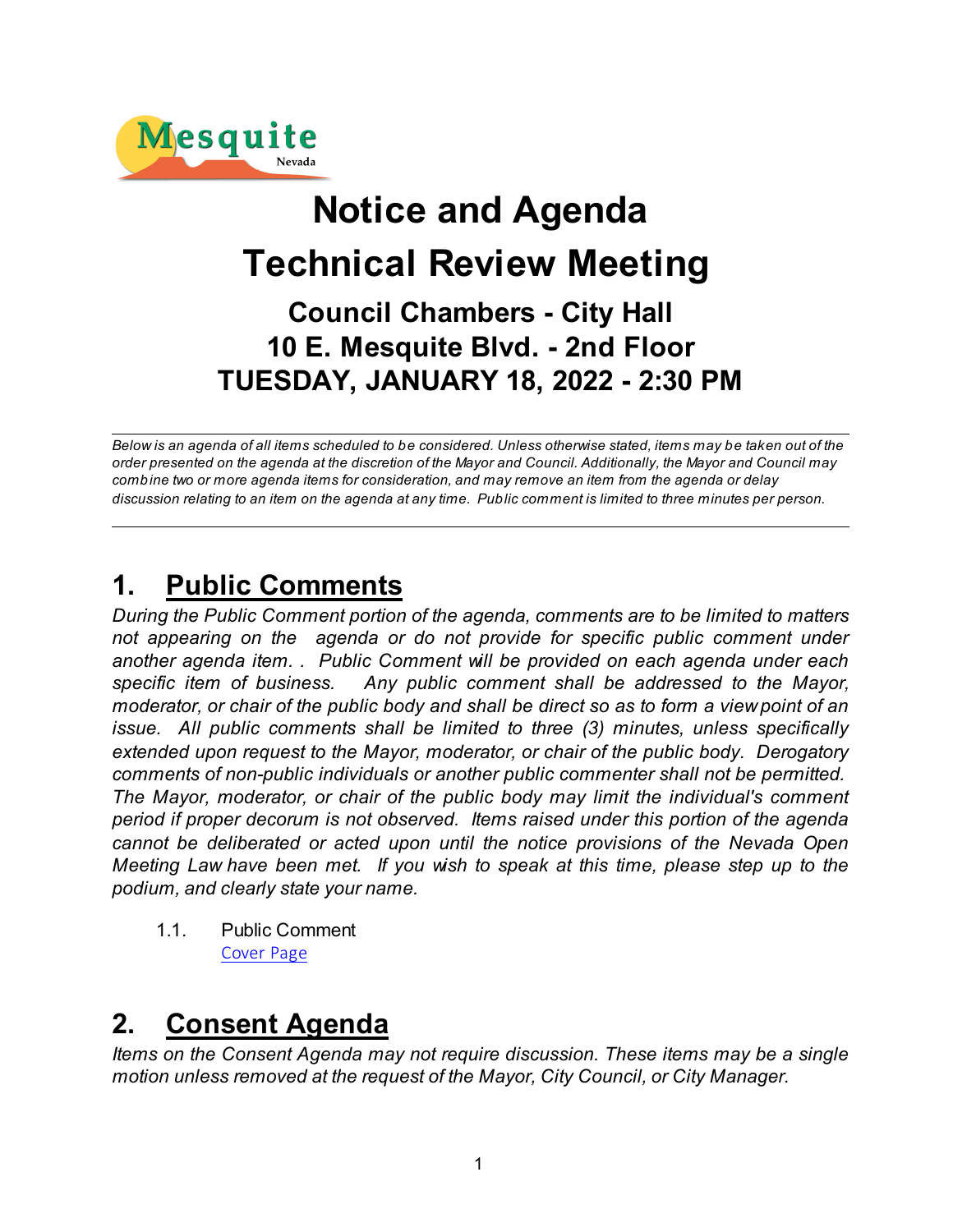Mesquite Nevada

# Notice and Agenda
# Technical Review Meeting
## Council Chambers - City Hall
## 10 E. Mesquite Blvd. - 2nd Floor
## TUESDAY, JANUARY 18, 2022 - 2:30 PM

---

*Below is an agenda of all items scheduled to be considered. Unless otherwise stated, items may be taken out of the order presented on the agenda at the discretion of the Mayor and Council. Additionally, the Mayor and Council may combine two or more agenda items for consideration, and may remove an item from the agenda or delay discussion relating to an item on the agenda at any time. Public comment is limited to three minutes per person.*

---

## 1. Public Comments

*During the Public Comment portion of the agenda, comments are to be limited to matters not appearing on the agenda or do not provide for specific public comment under another agenda item. . Public Comment will be provided on each agenda under each specific item of business. Any public comment shall be addressed to the Mayor, moderator, or chair of the public body and shall be direct so as to form a viewpoint of an issue. All public comments shall be limited to three (3) minutes, unless specifically extended upon request to the Mayor, moderator, or chair of the public body. Derogatory comments of non-public individuals or another public commenter shall not be permitted. The Mayor, moderator, or chair of the public body may limit the individual's comment period if proper decorum is not observed. Items raised under this portion of the agenda cannot be deliberated or acted upon until the notice provisions of the Nevada Open Meeting Law have been met. If you wish to speak at this time, please step up to the podium, and clearly state your name.*

1.1. Public Comment
Cover Page

## 2. Consent Agenda

*Items on the Consent Agenda may not require discussion. These items may be a single motion unless removed at the request of the Mayor, City Council, or City Manager.*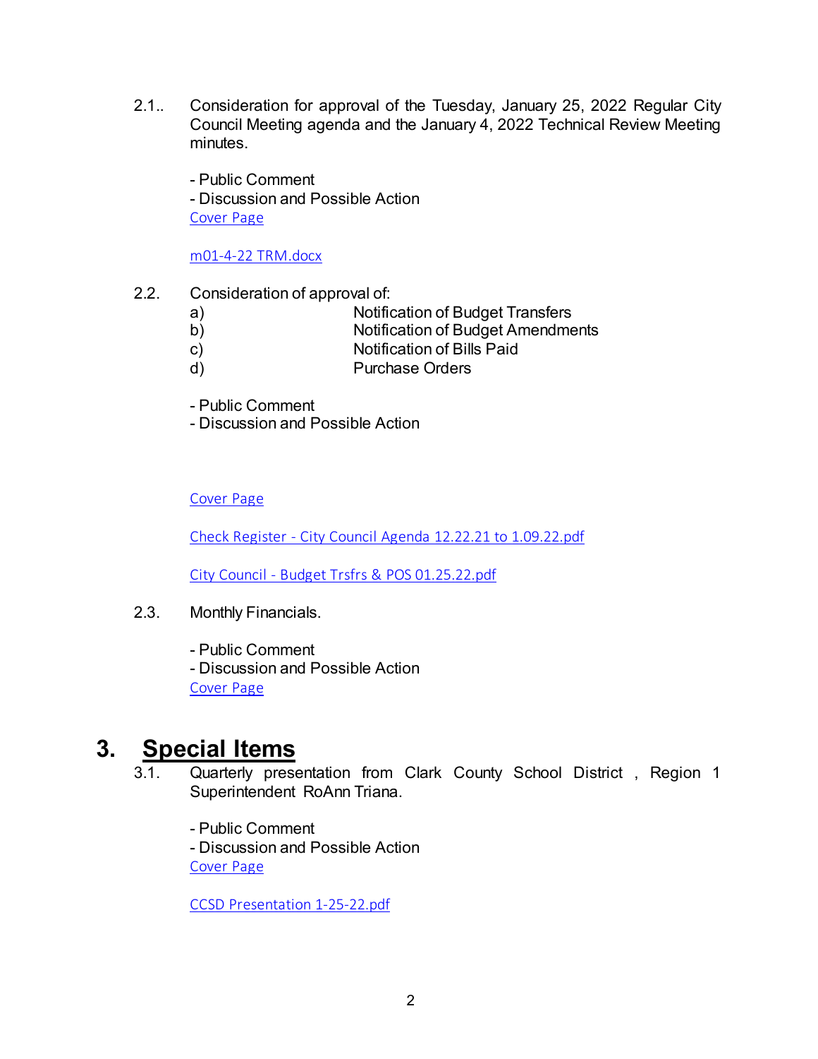2.1.. Consideration for approval of the Tuesday, January 25, 2022 Regular City Council Meeting agenda and the January 4, 2022 Technical Review Meeting minutes.

- Public Comment
- Discussion and Possible Action

Cover Page

m01-4-22 TRM.docx

2.2. Consideration of approval of:

a) Notification of Budget Transfers
b) Notification of Budget Amendments
c) Notification of Bills Paid
d) Purchase Orders

- Public Comment
- Discussion and Possible Action

Cover Page

Check Register - City Council Agenda 12.22.21 to 1.09.22.pdf

City Council - Budget Trsfrs & POS 01.25.22.pdf

2.3. Monthly Financials.

- Public Comment
- Discussion and Possible Action

Cover Page

# 3. Special Items

3.1. Quarterly presentation from Clark County School District , Region 1 Superintendent RoAnn Triana.

- Public Comment
- Discussion and Possible Action

Cover Page

CCSD Presentation 1-25-22.pdf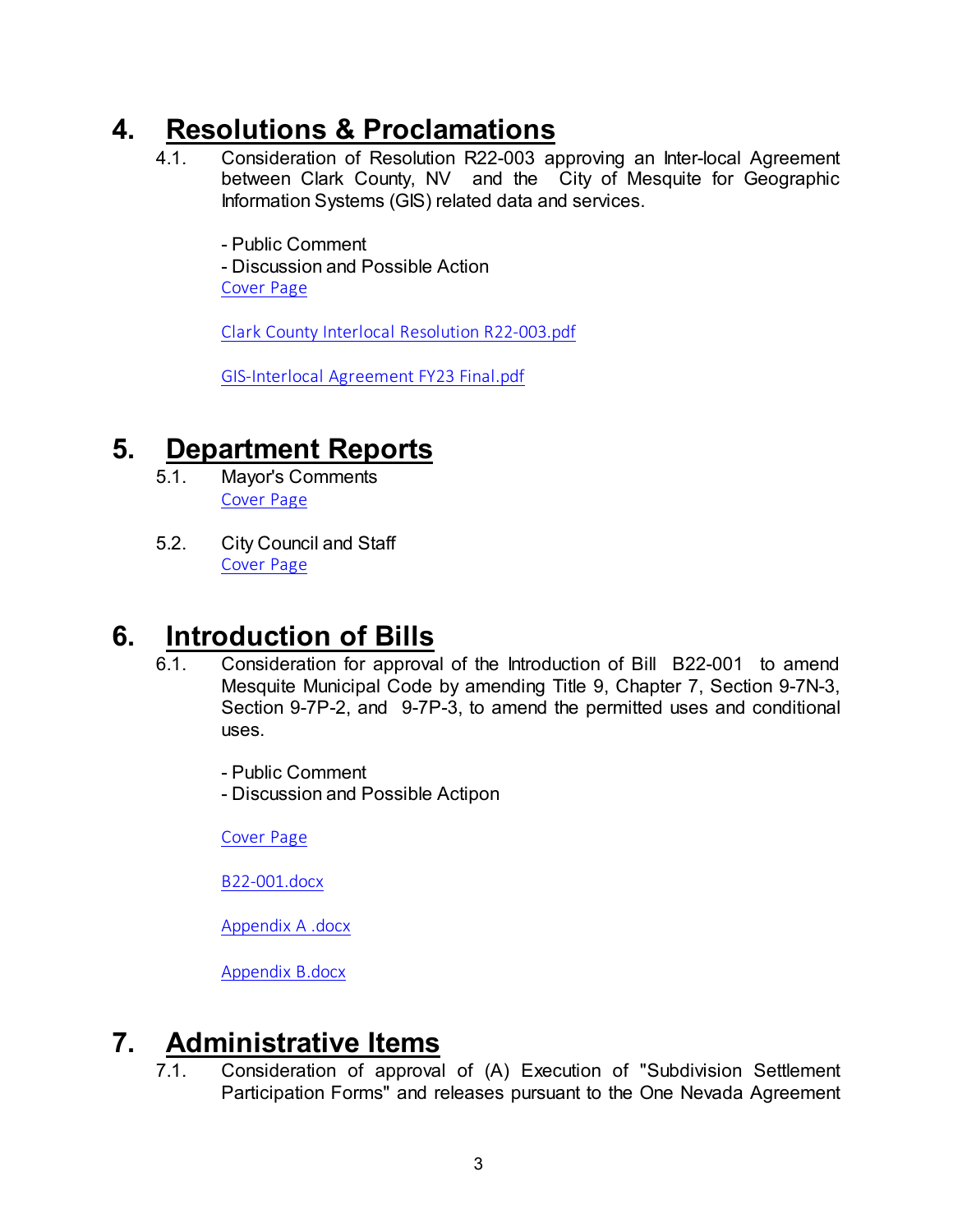# 4. Resolutions & Proclamations

4.1. Consideration of Resolution R22-003 approving an Inter-local Agreement between Clark County, NV and the City of Mesquite for Geographic Information Systems (GIS) related data and services.

- Public Comment
- Discussion and Possible Action

Cover Page

Clark County Interlocal Resolution R22-003.pdf

GIS-Interlocal Agreement FY23 Final.pdf

# 5. Department Reports

5.1. Mayor's Comments

Cover Page

5.2. City Council and Staff

Cover Page

# 6. Introduction of Bills

6.1. Consideration for approval of the Introduction of Bill B22-001 to amend Mesquite Municipal Code by amending Title 9, Chapter 7, Section 9-7N-3, Section 9-7P-2, and 9-7P-3, to amend the permitted uses and conditional uses.

- Public Comment
- Discussion and Possible Actipon

Cover Page

B22-001.docx

Appendix A .docx

Appendix B.docx

# 7. Administrative Items

7.1. Consideration of approval of (A) Execution of "Subdivision Settlement Participation Forms" and releases pursuant to the One Nevada Agreement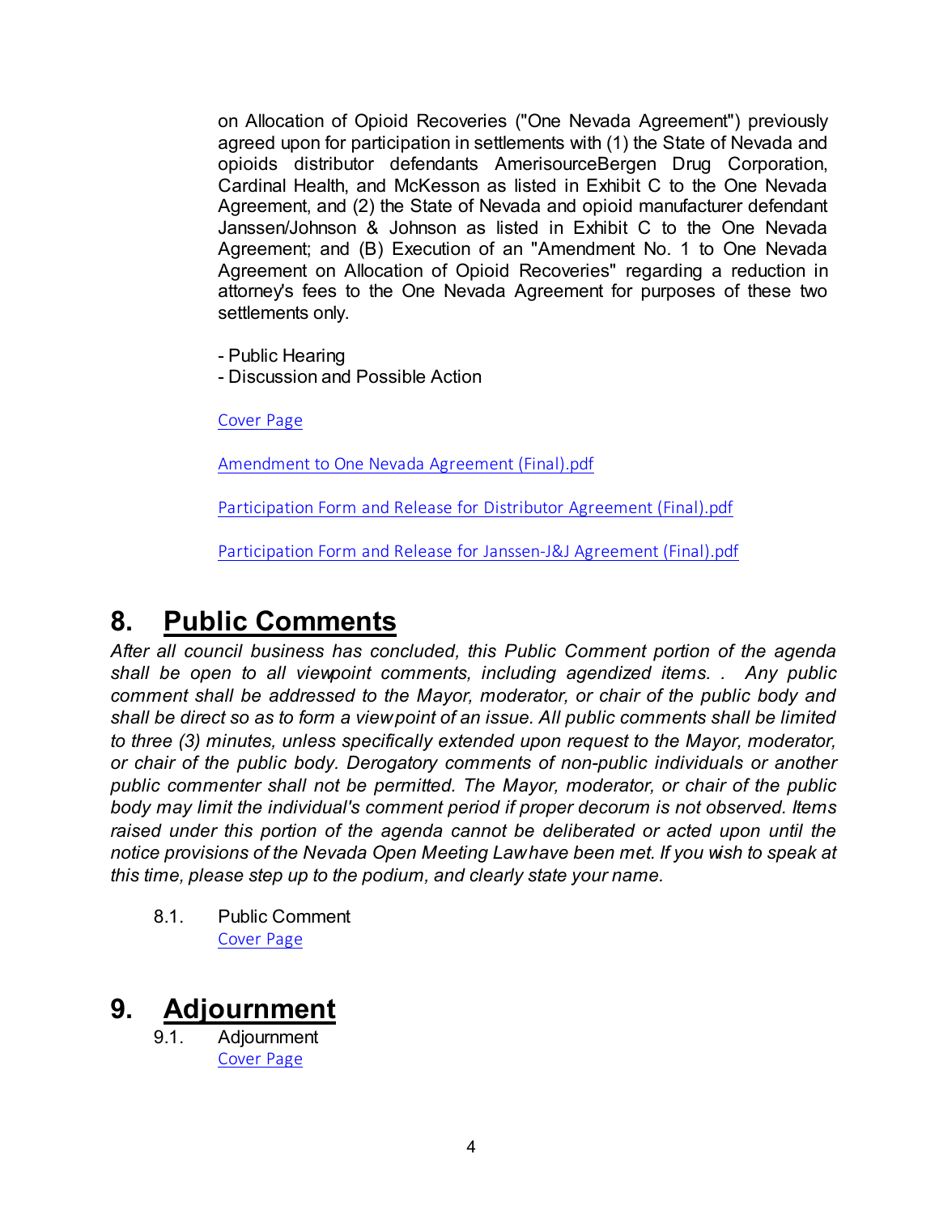on Allocation of Opioid Recoveries ("One Nevada Agreement") previously agreed upon for participation in settlements with (1) the State of Nevada and opioids distributor defendants AmerisourceBergen Drug Corporation, Cardinal Health, and McKesson as listed in Exhibit C to the One Nevada Agreement, and (2) the State of Nevada and opioid manufacturer defendant Janssen/Johnson & Johnson as listed in Exhibit C to the One Nevada Agreement; and (B) Execution of an "Amendment No. 1 to One Nevada Agreement on Allocation of Opioid Recoveries" regarding a reduction in attorney's fees to the One Nevada Agreement for purposes of these two settlements only.

- Public Hearing
- Discussion and Possible Action

Cover Page

Amendment to One Nevada Agreement (Final).pdf

Participation Form and Release for Distributor Agreement (Final).pdf

Participation Form and Release for Janssen-J&J Agreement (Final).pdf

# 8. Public Comments

*After all council business has concluded, this Public Comment portion of the agenda shall be open to all viewpoint comments, including agendized items. . Any public comment shall be addressed to the Mayor, moderator, or chair of the public body and shall be direct so as to form a viewpoint of an issue. All public comments shall be limited to three (3) minutes, unless specifically extended upon request to the Mayor, moderator, or chair of the public body. Derogatory comments of non-public individuals or another public commenter shall not be permitted. The Mayor, moderator, or chair of the public body may limit the individual's comment period if proper decorum is not observed. Items raised under this portion of the agenda cannot be deliberated or acted upon until the notice provisions of the Nevada Open Meeting Law have been met. If you wish to speak at this time, please step up to the podium, and clearly state your name.*

8.1. Public Comment
Cover Page

# 9. Adjournment

9.1. Adjournment
Cover Page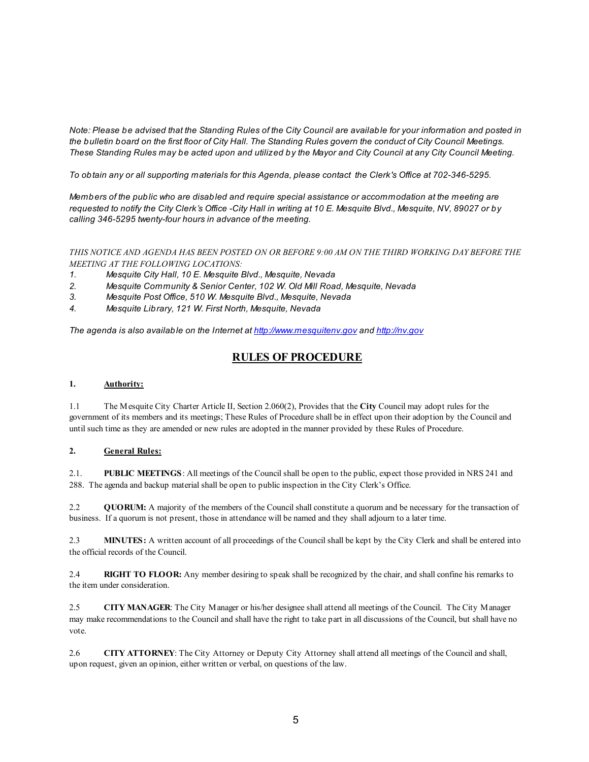*Note: Please be advised that the Standing Rules of the City Council are available for your information and posted in the bulletin board on the first floor of City Hall. The Standing Rules govern the conduct of City Council Meetings. These Standing Rules may be acted upon and utilized by the Mayor and City Council at any City Council Meeting.*

*To obtain any or all supporting materials for this Agenda, please contact the Clerk's Office at 702-346-5295.*

*Members of the public who are disabled and require special assistance or accommodation at the meeting are requested to notify the City Clerk's Office -City Hall in writing at 10 E. Mesquite Blvd., Mesquite, NV, 89027 or by calling 346-5295 twenty-four hours in advance of the meeting.*

*THIS NOTICE AND AGENDA HAS BEEN POSTED ON OR BEFORE 9:00 AM ON THE THIRD WORKING DAY BEFORE THE MEETING AT THE FOLLOWING LOCATIONS:*

1. *Mesquite City Hall, 10 E. Mesquite Blvd., Mesquite, Nevada*
2. *Mesquite Community & Senior Center, 102 W. Old Mill Road, Mesquite, Nevada*
3. *Mesquite Post Office, 510 W. Mesquite Blvd., Mesquite, Nevada*
4. *Mesquite Library, 121 W. First North, Mesquite, Nevada*

*The agenda is also available on the Internet at [http://www.mesquitenv.gov](http://www.mesquitenv.gov) and [http://nv.gov](http://nv.gov)*

## RULES OF PROCEDURE

**1. Authority:**

1.1 The Mesquite City Charter Article II, Section 2.060(2), Provides that the **City** Council may adopt rules for the government of its members and its meetings; These Rules of Procedure shall be in effect upon their adoption by the Council and until such time as they are amended or new rules are adopted in the manner provided by these Rules of Procedure.

**2. General Rules:**

2.1. **PUBLIC MEETINGS**: All meetings of the Council shall be open to the public, expect those provided in NRS 241 and 288. The agenda and backup material shall be open to public inspection in the City Clerk's Office.

2.2 **QUORUM:** A majority of the members of the Council shall constitute a quorum and be necessary for the transaction of business. If a quorum is not present, those in attendance will be named and they shall adjourn to a later time.

2.3 **MINUTES:** A written account of all proceedings of the Council shall be kept by the City Clerk and shall be entered into the official records of the Council.

2.4 **RIGHT TO FLOOR:** Any member desiring to speak shall be recognized by the chair, and shall confine his remarks to the item under consideration.

2.5 **CITY MANAGER**: The City Manager or his/her designee shall attend all meetings of the Council. The City Manager may make recommendations to the Council and shall have the right to take part in all discussions of the Council, but shall have no vote.

2.6 **CITY ATTORNEY**: The City Attorney or Deputy City Attorney shall attend all meetings of the Council and shall, upon request, given an opinion, either written or verbal, on questions of the law.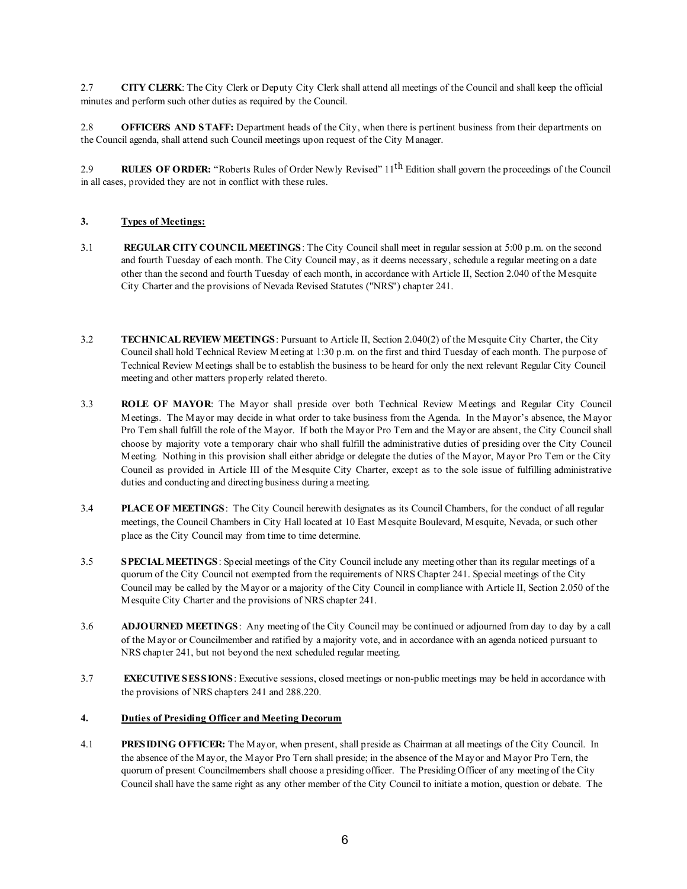2.7 **CITY CLERK**: The City Clerk or Deputy City Clerk shall attend all meetings of the Council and shall keep the official minutes and perform such other duties as required by the Council.

2.8 **OFFICERS AND STAFF:** Department heads of the City, when there is pertinent business from their departments on the Council agenda, shall attend such Council meetings upon request of the City Manager.

2.9 **RULES OF ORDER:** "Roberts Rules of Order Newly Revised" 11th Edition shall govern the proceedings of the Council in all cases, provided they are not in conflict with these rules.

### 3. Types of Meetings:

3.1 **REGULAR CITY COUNCIL MEETINGS**: The City Council shall meet in regular session at 5:00 p.m. on the second and fourth Tuesday of each month. The City Council may, as it deems necessary, schedule a regular meeting on a date other than the second and fourth Tuesday of each month, in accordance with Article II, Section 2.040 of the Mesquite City Charter and the provisions of Nevada Revised Statutes ("NRS") chapter 241.

3.2 **TECHNICAL REVIEW MEETINGS**: Pursuant to Article II, Section 2.040(2) of the Mesquite City Charter, the City Council shall hold Technical Review Meeting at 1:30 p.m. on the first and third Tuesday of each month. The purpose of Technical Review Meetings shall be to establish the business to be heard for only the next relevant Regular City Council meeting and other matters properly related thereto.

3.3 **ROLE OF MAYOR**: The Mayor shall preside over both Technical Review Meetings and Regular City Council Meetings. The Mayor may decide in what order to take business from the Agenda. In the Mayor's absence, the Mayor Pro Tem shall fulfill the role of the Mayor. If both the Mayor Pro Tem and the Mayor are absent, the City Council shall choose by majority vote a temporary chair who shall fulfill the administrative duties of presiding over the City Council Meeting. Nothing in this provision shall either abridge or delegate the duties of the Mayor, Mayor Pro Tem or the City Council as provided in Article III of the Mesquite City Charter, except as to the sole issue of fulfilling administrative duties and conducting and directing business during a meeting.

3.4 **PLACE OF MEETINGS**: The City Council herewith designates as its Council Chambers, for the conduct of all regular meetings, the Council Chambers in City Hall located at 10 East Mesquite Boulevard, Mesquite, Nevada, or such other place as the City Council may from time to time determine.

3.5 **SPECIAL MEETINGS**: Special meetings of the City Council include any meeting other than its regular meetings of a quorum of the City Council not exempted from the requirements of NRS Chapter 241. Special meetings of the City Council may be called by the Mayor or a majority of the City Council in compliance with Article II, Section 2.050 of the Mesquite City Charter and the provisions of NRS chapter 241.

3.6 **ADJOURNED MEETINGS**: Any meeting of the City Council may be continued or adjourned from day to day by a call of the Mayor or Councilmember and ratified by a majority vote, and in accordance with an agenda noticed pursuant to NRS chapter 241, but not beyond the next scheduled regular meeting.

3.7 **EXECUTIVE SESSIONS**: Executive sessions, closed meetings or non-public meetings may be held in accordance with the provisions of NRS chapters 241 and 288.220.

### 4. Duties of Presiding Officer and Meeting Decorum

4.1 **PRESIDING OFFICER:** The Mayor, when present, shall preside as Chairman at all meetings of the City Council. In the absence of the Mayor, the Mayor Pro Tern shall preside; in the absence of the Mayor and Mayor Pro Tern, the quorum of present Councilmembers shall choose a presiding officer. The Presiding Officer of any meeting of the City Council shall have the same right as any other member of the City Council to initiate a motion, question or debate. The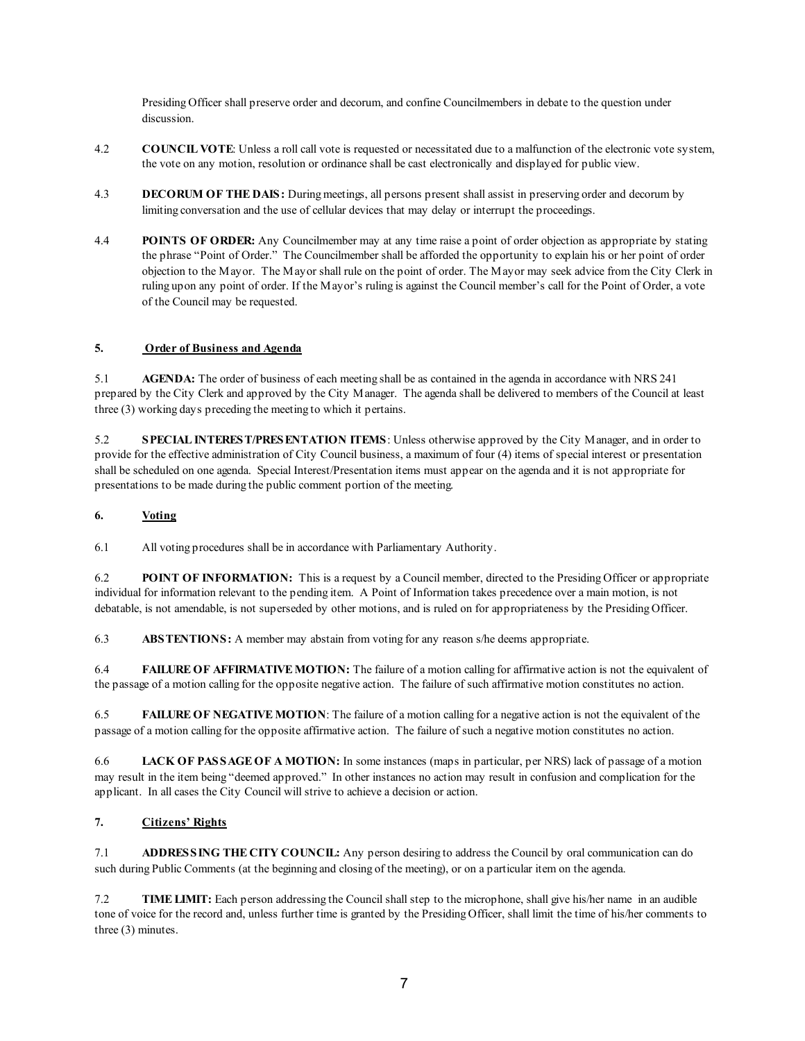Presiding Officer shall preserve order and decorum, and confine Councilmembers in debate to the question under discussion.

4.2 **COUNCIL VOTE**: Unless a roll call vote is requested or necessitated due to a malfunction of the electronic vote system, the vote on any motion, resolution or ordinance shall be cast electronically and displayed for public view.

4.3 **DECORUM OF THE DAIS:** During meetings, all persons present shall assist in preserving order and decorum by limiting conversation and the use of cellular devices that may delay or interrupt the proceedings.

4.4 **POINTS OF ORDER:** Any Councilmember may at any time raise a point of order objection as appropriate by stating the phrase "Point of Order." The Councilmember shall be afforded the opportunity to explain his or her point of order objection to the Mayor. The Mayor shall rule on the point of order. The Mayor may seek advice from the City Clerk in ruling upon any point of order. If the Mayor's ruling is against the Council member's call for the Point of Order, a vote of the Council may be requested.

## 5. Order of Business and Agenda

5.1 **AGENDA:** The order of business of each meeting shall be as contained in the agenda in accordance with NRS 241 prepared by the City Clerk and approved by the City Manager. The agenda shall be delivered to members of the Council at least three (3) working days preceding the meeting to which it pertains.

5.2 **SPECIAL INTEREST/PRESENTATION ITEMS**: Unless otherwise approved by the City Manager, and in order to provide for the effective administration of City Council business, a maximum of four (4) items of special interest or presentation shall be scheduled on one agenda. Special Interest/Presentation items must appear on the agenda and it is not appropriate for presentations to be made during the public comment portion of the meeting.

## 6. Voting

6.1 All voting procedures shall be in accordance with Parliamentary Authority.

6.2 **POINT OF INFORMATION:** This is a request by a Council member, directed to the Presiding Officer or appropriate individual for information relevant to the pending item. A Point of Information takes precedence over a main motion, is not debatable, is not amendable, is not superseded by other motions, and is ruled on for appropriateness by the Presiding Officer.

6.3 **ABSTENTIONS:** A member may abstain from voting for any reason s/he deems appropriate.

6.4 **FAILURE OF AFFIRMATIVE MOTION:** The failure of a motion calling for affirmative action is not the equivalent of the passage of a motion calling for the opposite negative action. The failure of such affirmative motion constitutes no action.

6.5 **FAILURE OF NEGATIVE MOTION**: The failure of a motion calling for a negative action is not the equivalent of the passage of a motion calling for the opposite affirmative action. The failure of such a negative motion constitutes no action.

6.6 **LACK OF PASSAGE OF A MOTION:** In some instances (maps in particular, per NRS) lack of passage of a motion may result in the item being "deemed approved." In other instances no action may result in confusion and complication for the applicant. In all cases the City Council will strive to achieve a decision or action.

## 7. Citizens' Rights

7.1 **ADDRESSING THE CITY COUNCIL:** Any person desiring to address the Council by oral communication can do such during Public Comments (at the beginning and closing of the meeting), or on a particular item on the agenda.

7.2 **TIME LIMIT:** Each person addressing the Council shall step to the microphone, shall give his/her name in an audible tone of voice for the record and, unless further time is granted by the Presiding Officer, shall limit the time of his/her comments to three (3) minutes.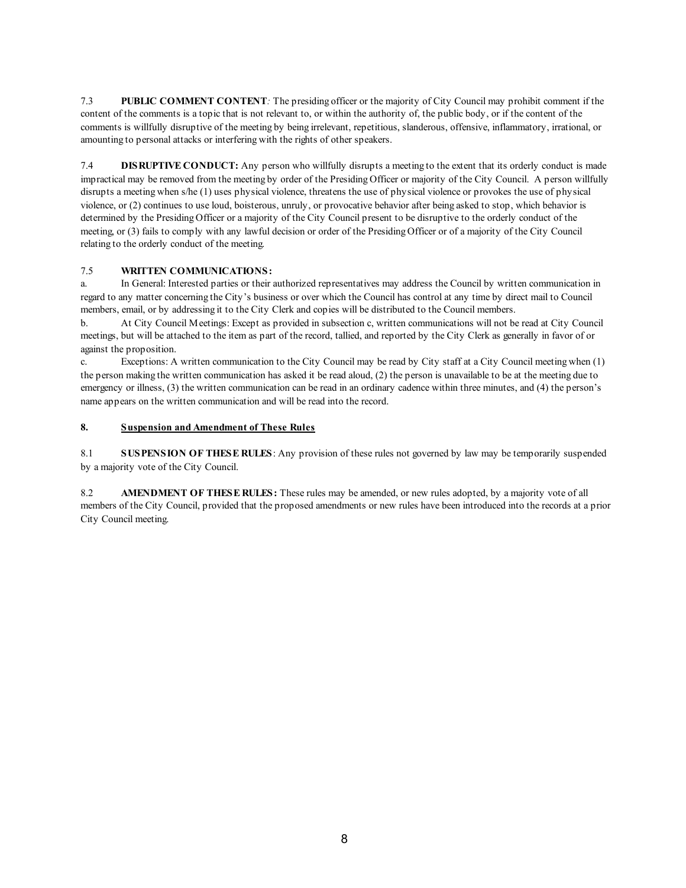7.3 **PUBLIC COMMENT CONTENT***:* The presiding officer or the majority of City Council may prohibit comment if the content of the comments is a topic that is not relevant to, or within the authority of, the public body, or if the content of the comments is willfully disruptive of the meeting by being irrelevant, repetitious, slanderous, offensive, inflammatory, irrational, or amounting to personal attacks or interfering with the rights of other speakers.

7.4 **DISRUPTIVE CONDUCT:** Any person who willfully disrupts a meeting to the extent that its orderly conduct is made impractical may be removed from the meeting by order of the Presiding Officer or majority of the City Council. A person willfully disrupts a meeting when s/he (1) uses physical violence, threatens the use of physical violence or provokes the use of physical violence, or (2) continues to use loud, boisterous, unruly, or provocative behavior after being asked to stop, which behavior is determined by the Presiding Officer or a majority of the City Council present to be disruptive to the orderly conduct of the meeting, or (3) fails to comply with any lawful decision or order of the Presiding Officer or of a majority of the City Council relating to the orderly conduct of the meeting.

7.5 **WRITTEN COMMUNICATIONS:**

a. In General: Interested parties or their authorized representatives may address the Council by written communication in regard to any matter concerning the City's business or over which the Council has control at any time by direct mail to Council members, email, or by addressing it to the City Clerk and copies will be distributed to the Council members.

b. At City Council Meetings: Except as provided in subsection c, written communications will not be read at City Council meetings, but will be attached to the item as part of the record, tallied, and reported by the City Clerk as generally in favor of or against the proposition.

c. Exceptions: A written communication to the City Council may be read by City staff at a City Council meeting when (1) the person making the written communication has asked it be read aloud, (2) the person is unavailable to be at the meeting due to emergency or illness, (3) the written communication can be read in an ordinary cadence within three minutes, and (4) the person's name appears on the written communication and will be read into the record.

## 8. Suspension and Amendment of These Rules

8.1 **SUSPENSION OF THESE RULES**: Any provision of these rules not governed by law may be temporarily suspended by a majority vote of the City Council.

8.2 **AMENDMENT OF THESE RULES:** These rules may be amended, or new rules adopted, by a majority vote of all members of the City Council, provided that the proposed amendments or new rules have been introduced into the records at a prior City Council meeting.